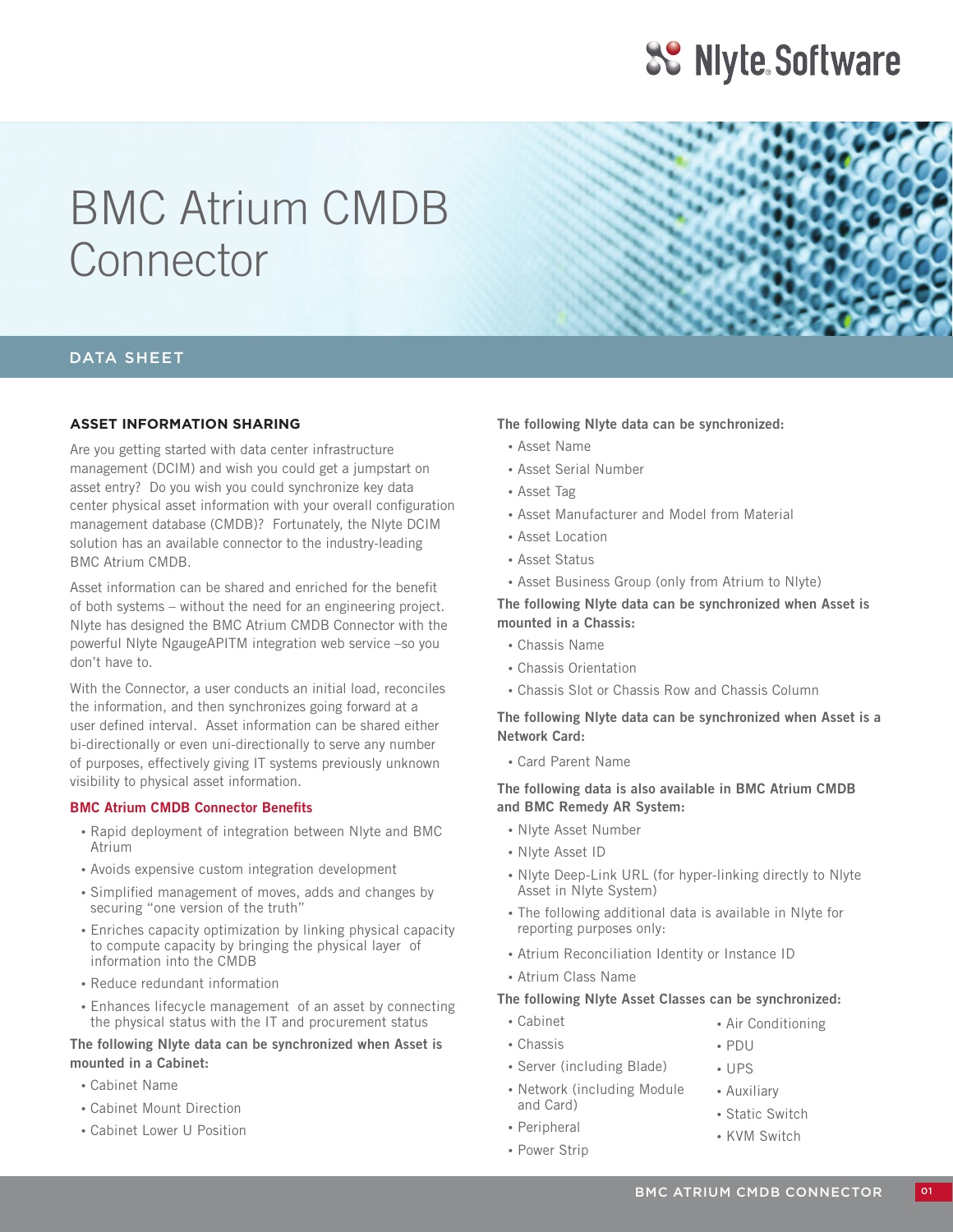# BMC Atrium CMDB Connector

DATA SHEET

## ASSET INFORMATION SHARING

Are you getting started with data center infrastructure management (DCIM) and wish you could get a jumpstart on asset entry? Do you wish you could synchronize key data center physical asset information with your overall configuration management database (CMDB)? Fortunately, the Nlyte DCIM solution has an available connector to the industry-leading BMC Atrium CMDB.

Asset information can be shared and enriched for the benefit of both systems – without the need for an engineering project. Nlyte has designed the BMC Atrium CMDB Connector with the powerful Nlyte NgaugeAPITM integration web service –so you don't have to.

With the Connector, a user conducts an initial load, reconciles the information, and then synchronizes going forward at a user defined interval. Asset information can be shared either bi-directionally or even uni-directionally to serve any number of purposes, effectively giving IT systems previously unknown visibility to physical asset information.

### BMC Atrium CMDB Connector Benefits

- Rapid deployment of integration between Nlyte and BMC Atrium
- Avoids expensive custom integration development
- Simplified management of moves, adds and changes by securing "one version of the truth"
- Enriches capacity optimization by linking physical capacity to compute capacity by bringing the physical layer of information into the CMDB
- Reduce redundant information
- Enhances lifecycle management of an asset by connecting the physical status with the IT and procurement status

**The following Nlyte data can be synchronized when Asset is mounted in a Cabinet:**

- Cabinet Name
- Cabinet Mount Direction
- Cabinet Lower U Position

**The following Nlyte data can be synchronized:**

- Asset Name
- Asset Serial Number
- Asset Tag
- Asset Manufacturer and Model from Material
- Asset Location
- Asset Status
- Asset Business Group (only from Atrium to Nlyte)

**The following Nlyte data can be synchronized when Asset is mounted in a Chassis:**

- Chassis Name
- Chassis Orientation
- Chassis Slot or Chassis Row and Chassis Column

**The following Nlyte data can be synchronized when Asset is a Network Card:**

- Card Parent Name

**The following data is also available in BMC Atrium CMDB and BMC Remedy AR System:**

- Nlyte Asset Number
- Nlyte Asset ID
- Nlyte Deep-Link URL (for hyper-linking directly to Nlyte Asset in Nlyte System)
- The following additional data is available in Nlyte for reporting purposes only:
- Atrium Reconciliation Identity or Instance ID
- Atrium Class Name

**The following Nlyte Asset Classes can be synchronized:**

- Cabinet
- Chassis
- Server (including Blade)
- Network (including Module and Card)
- Peripheral
- Power Strip
- Air Conditioning
- PDU
- UPS
- Auxiliary
- Static Switch
- KVM Switch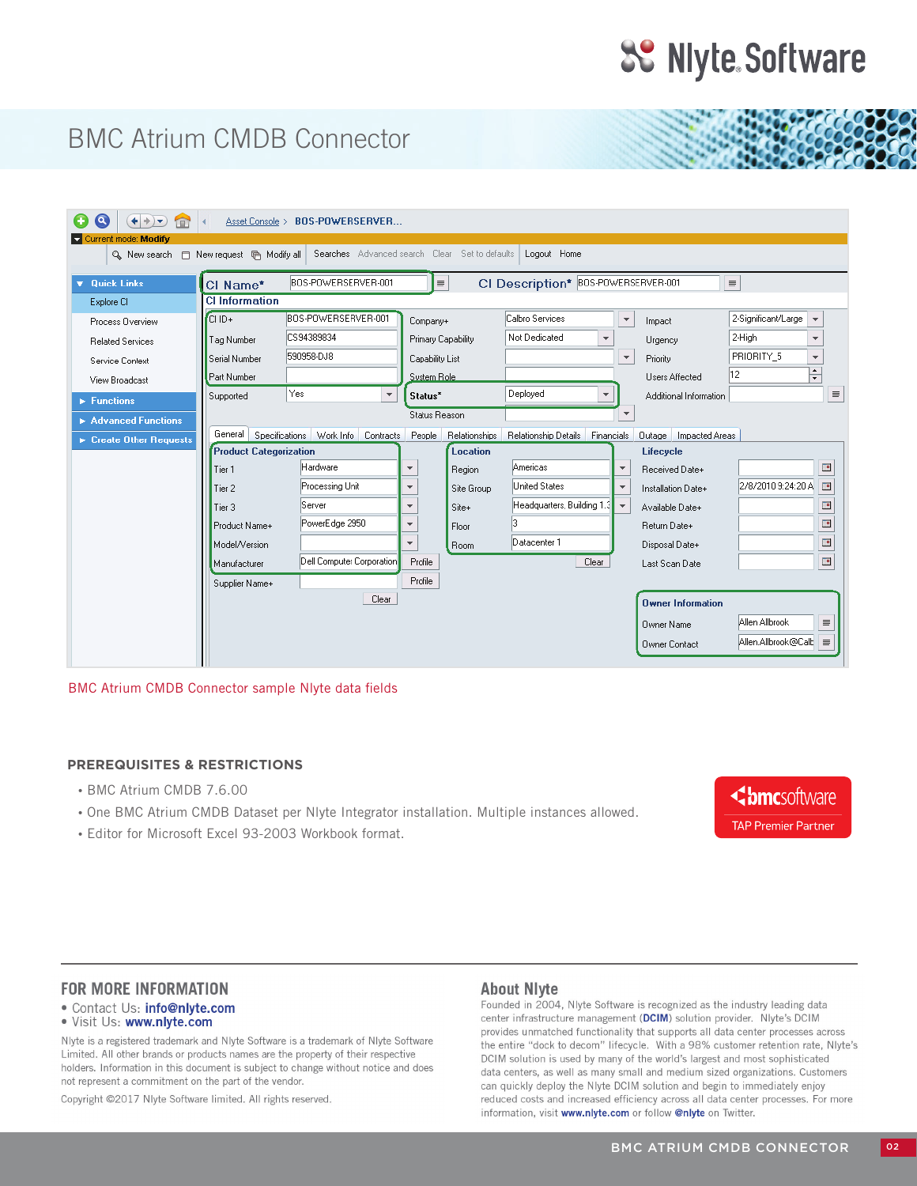# BMC Atrium CMDB Connector

BMC Atrium CMDB Connector sample Nlyte data fields

## PREREQUISITES & RESTRICTIONS

- BMC Atrium CMDB 7.6.00
- One BMC Atrium CMDB Dataset per Nlyte Integrator installation. Multiple instances allowed.
- Editor for Microsoft Excel 93-2003 Workbook format.

bmcsoftware TAP Premier Partner

## FOR MORE INFORMATION

- Contact Us: **info@nlyte.com**
- Visit Us: **www.nlyte.com**

Nlyte is a registered trademark and Nlyte Software is a trademark of Nlyte Software Limited. All other brands or products names are the property of their respective holders. Information in this document is subject to change without notice and does not represent a commitment on the part of the vendor.

Copyright ©2017 Nlyte Software limited. All rights reserved.

## About Nlyte

Founded in 2004, Nlyte Software is recognized as the industry leading data center infrastructure management (**DCIM**) solution provider. Nlyte's DCIM provides unmatched functionality that supports all data center processes across the entire "dock to decom" lifecycle. With a 98% customer retention rate, Nlyte's DCIM solution is used by many of the world's largest and most sophisticated data centers, as well as many small and medium sized organizations. Customers can quickly deploy the Nlyte DCIM solution and begin to immediately enjoy reduced costs and increased efficiency across all data center processes. For more information, visit **www.nlyte.com** or follow **@nlyte** on Twitter.